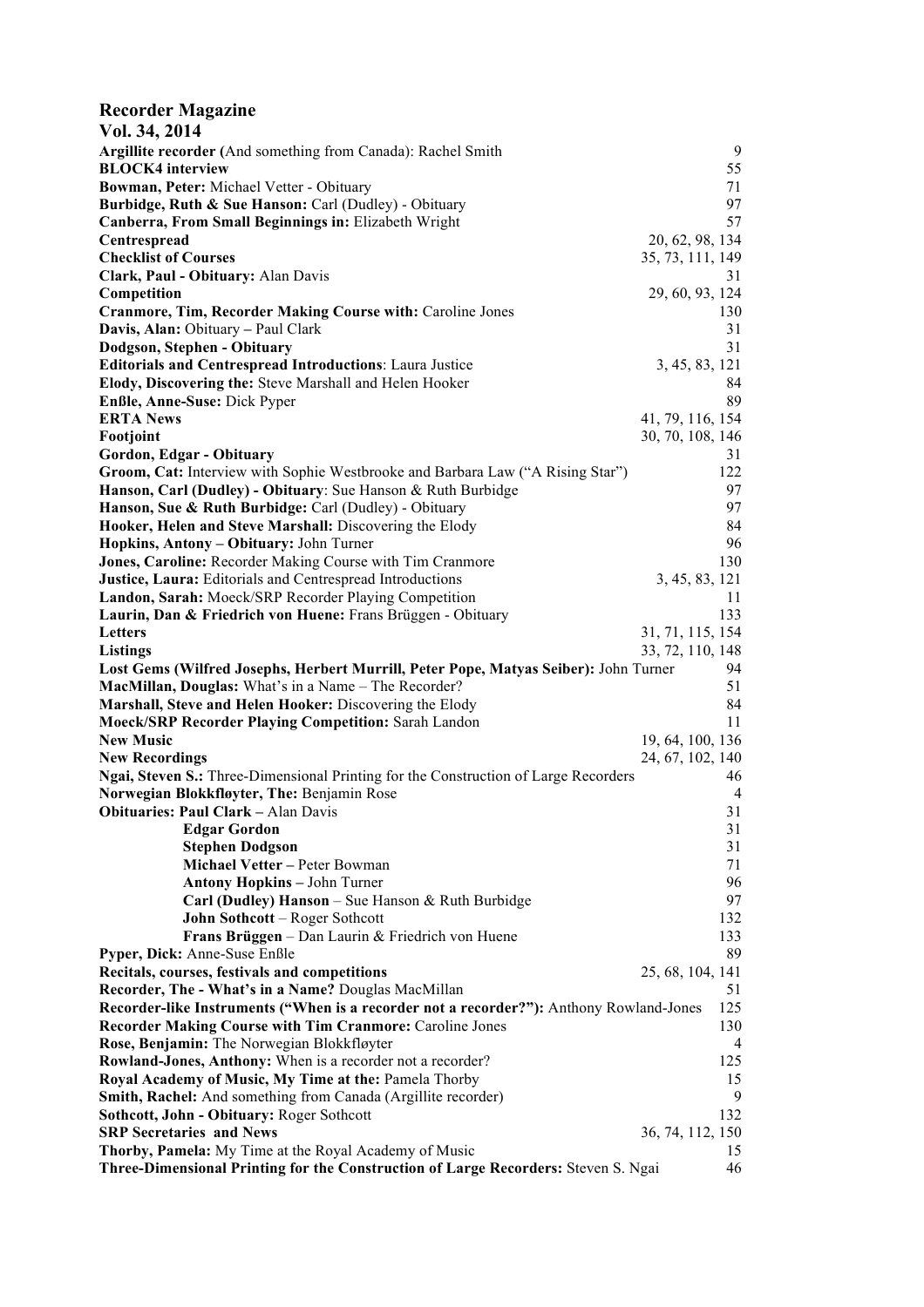# Recorder Magazine

## Vol. 34, 2014

**Argillite recorder (**And something from Canada): Rachel Smith 9
**BLOCK4 interview** 55
**Bowman, Peter:** Michael Vetter - Obituary 71
**Burbidge, Ruth & Sue Hanson:** Carl (Dudley) - Obituary 97
**Canberra, From Small Beginnings in:** Elizabeth Wright 57
**Centrespread** 20, 62, 98, 134
**Checklist of Courses** 35, 73, 111, 149
**Clark, Paul - Obituary:** Alan Davis 31
**Competition** 29, 60, 93, 124
**Cranmore, Tim, Recorder Making Course with:** Caroline Jones 130
**Davis, Alan:** Obituary – Paul Clark 31
**Dodgson, Stephen - Obituary** 31
**Editorials and Centrespread Introductions**: Laura Justice 3, 45, 83, 121
**Elody, Discovering the:** Steve Marshall and Helen Hooker 84
**Enßle, Anne-Suse:** Dick Pyper 89
**ERTA News** 41, 79, 116, 154
**Footjoint** 30, 70, 108, 146
**Gordon, Edgar - Obituary** 31
**Groom, Cat:** Interview with Sophie Westbrooke and Barbara Law ("A Rising Star") 122
**Hanson, Carl (Dudley) - Obituary**: Sue Hanson & Ruth Burbidge 97
**Hanson, Sue & Ruth Burbidge:** Carl (Dudley) - Obituary 97
**Hooker, Helen and Steve Marshall:** Discovering the Elody 84
**Hopkins, Antony – Obituary:** John Turner 96
**Jones, Caroline:** Recorder Making Course with Tim Cranmore 130
**Justice, Laura:** Editorials and Centrespread Introductions 3, 45, 83, 121
**Landon, Sarah:** Moeck/SRP Recorder Playing Competition 11
**Laurin, Dan & Friedrich von Huene:** Frans Brüggen - Obituary 133
**Letters** 31, 71, 115, 154
**Listings** 33, 72, 110, 148
**Lost Gems (Wilfred Josephs, Herbert Murrill, Peter Pope, Matyas Seiber):** John Turner 94
**MacMillan, Douglas:** What's in a Name – The Recorder? 51
**Marshall, Steve and Helen Hooker:** Discovering the Elody 84
**Moeck/SRP Recorder Playing Competition:** Sarah Landon 11
**New Music** 19, 64, 100, 136
**New Recordings** 24, 67, 102, 140
**Ngai, Steven S.:** Three-Dimensional Printing for the Construction of Large Recorders 46
**Norwegian Blokkfløyter, The:** Benjamin Rose 4
**Obituaries: Paul Clark** – Alan Davis 31
- **Edgar Gordon** 31
- **Stephen Dodgson** 31
- **Michael Vetter** – Peter Bowman 71
- **Antony Hopkins** – John Turner 96
- **Carl (Dudley) Hanson** – Sue Hanson & Ruth Burbidge 97
- **John Sothcott** – Roger Sothcott 132
- **Frans Brüggen** – Dan Laurin & Friedrich von Huene 133

**Pyper, Dick:** Anne-Suse Enßle 89
**Recitals, courses, festivals and competitions** 25, 68, 104, 141
**Recorder, The - What's in a Name?** Douglas MacMillan 51
**Recorder-like Instruments ("When is a recorder not a recorder?"):** Anthony Rowland-Jones 125
**Recorder Making Course with Tim Cranmore:** Caroline Jones 130
**Rose, Benjamin:** The Norwegian Blokkfløyter 4
**Rowland-Jones, Anthony:** When is a recorder not a recorder? 125
**Royal Academy of Music, My Time at the:** Pamela Thorby 15
**Smith, Rachel:** And something from Canada (Argillite recorder) 9
**Sothcott, John - Obituary:** Roger Sothcott 132
**SRP Secretaries and News** 36, 74, 112, 150
**Thorby, Pamela:** My Time at the Royal Academy of Music 15
**Three-Dimensional Printing for the Construction of Large Recorders:** Steven S. Ngai 46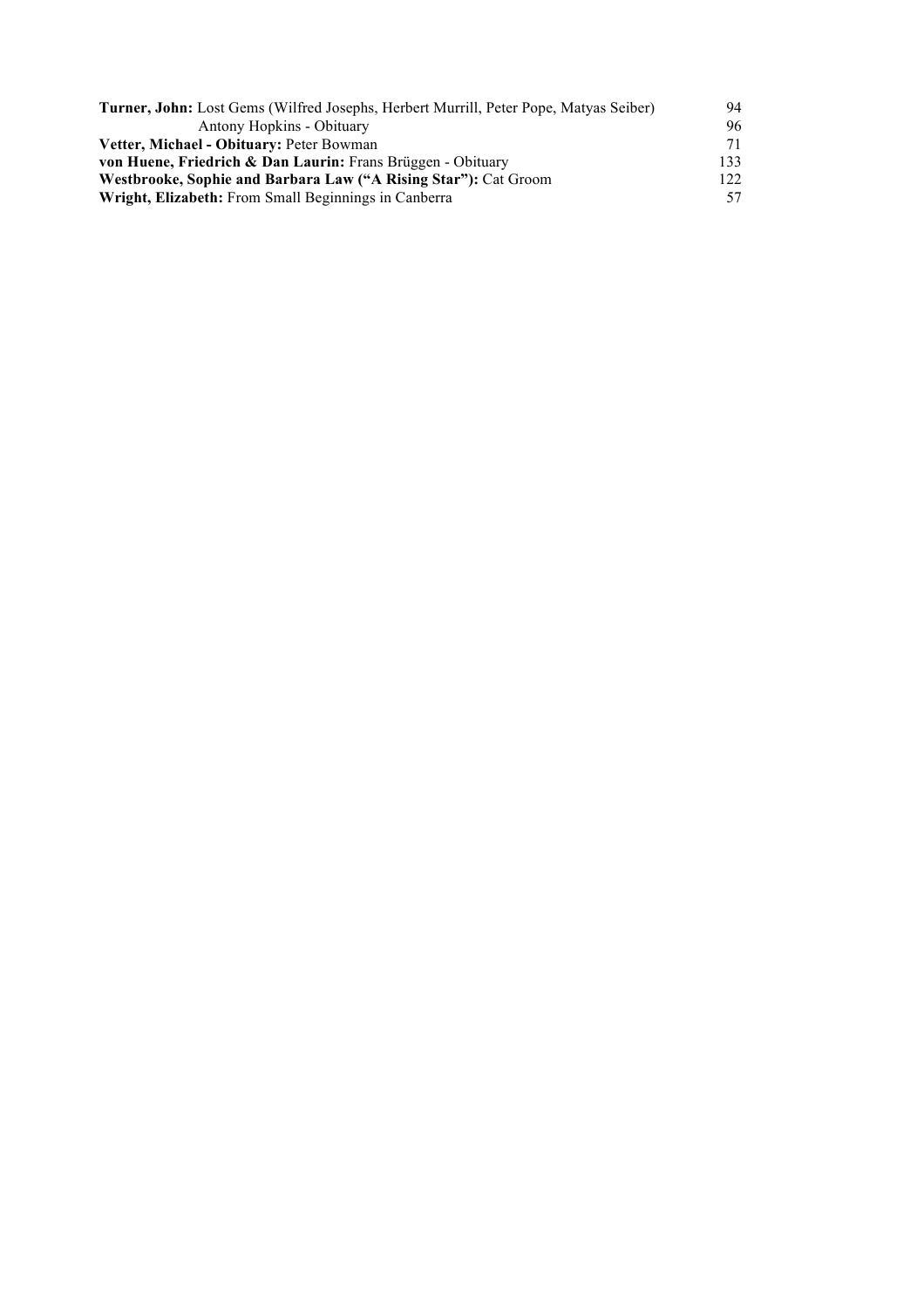**Turner, John:** Lost Gems (Wilfred Josephs, Herbert Murrill, Peter Pope, Matyas Seiber) 94
Antony Hopkins - Obituary 96
**Vetter, Michael - Obituary:** Peter Bowman 71
**von Huene, Friedrich & Dan Laurin:** Frans Brüggen - Obituary 133
**Westbrooke, Sophie and Barbara Law ("A Rising Star"):** Cat Groom 122
**Wright, Elizabeth:** From Small Beginnings in Canberra 57